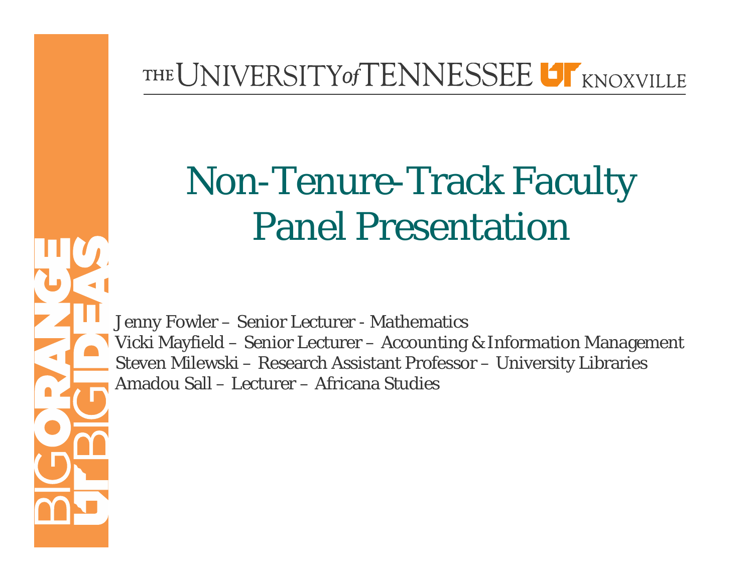THE UNIVERSITY of TENNESSEE KNOXVILLE

# Non-Tenure-Track Faculty Panel Presentation

Jenny Fowler – Senior Lecturer - Mathematics
Vicki Mayfield – Senior Lecturer – Accounting & Information Management
Steven Milewski – Research Assistant Professor – University Libraries
Amadou Sall – Lecturer – Africana Studies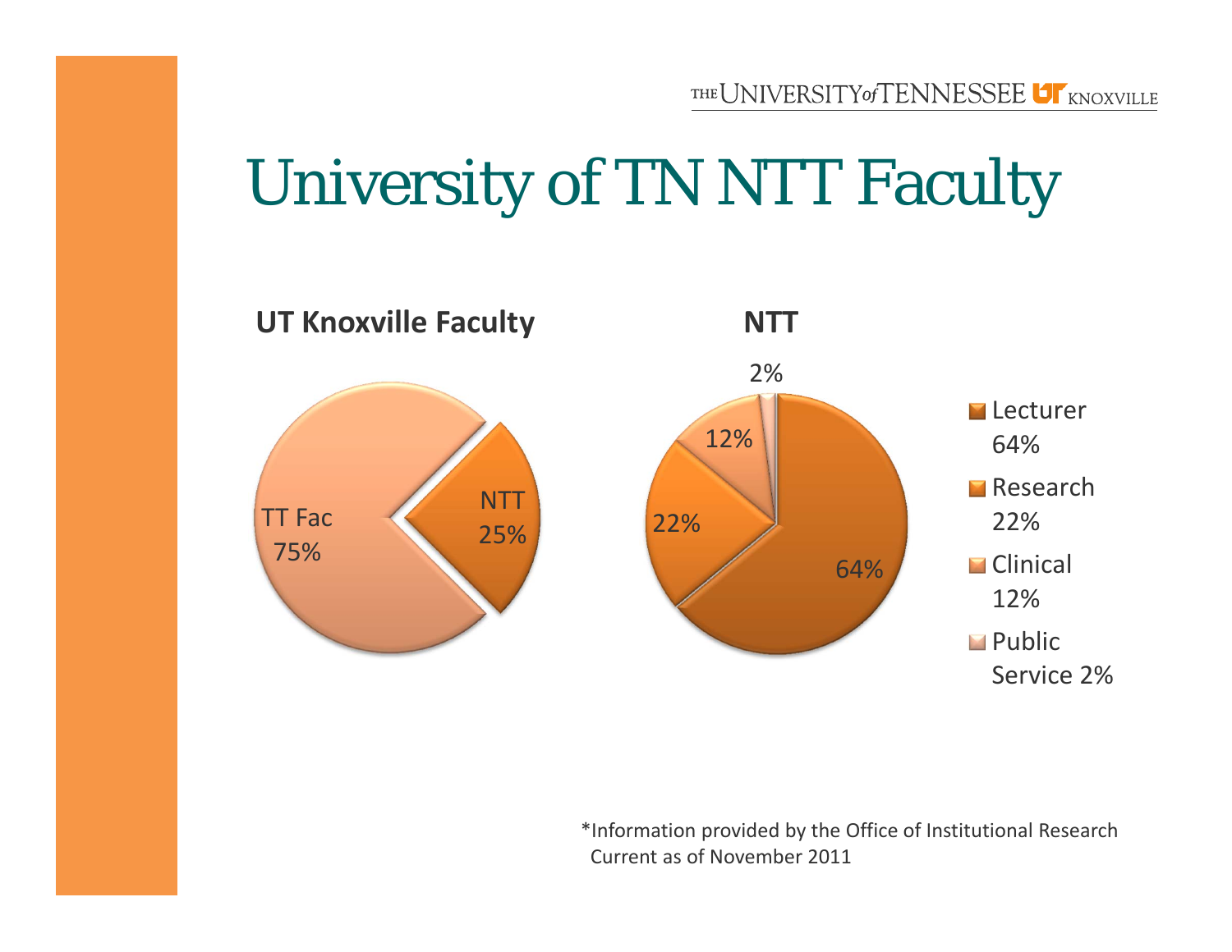# University of TN NTT Faculty

**UT Knoxville Faculty**

- TT Fac 75%
- NTT 25%

**NTT**

- Lecturer 64%
- Research 22%
- Clinical 12%
- Public Service 2%

*Information provided by the Office of Institutional Research Current as of November 2011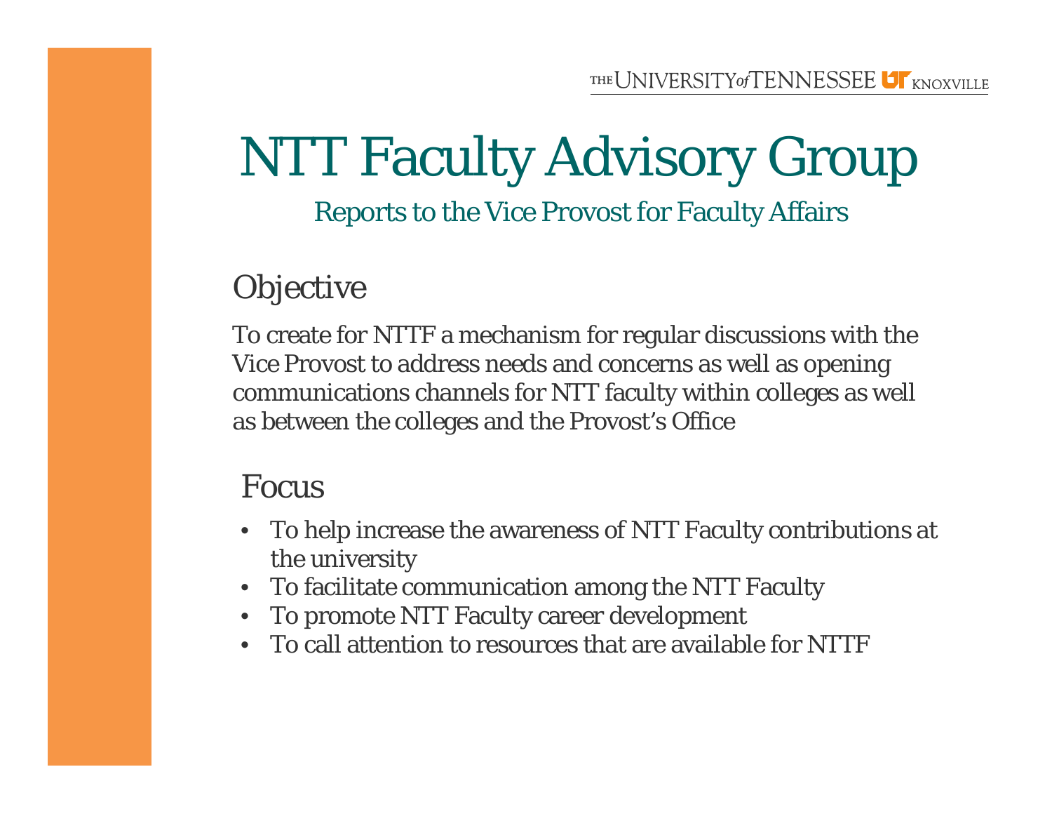# NTT Faculty Advisory Group

Reports to the Vice Provost for Faculty Affairs

## Objective

To create for NTTF a mechanism for regular discussions with the Vice Provost to address needs and concerns as well as opening communications channels for NTT faculty within colleges as well as between the colleges and the Provost's Office

## Focus

- To help increase the awareness of NTT Faculty contributions at the university
- To facilitate communication among the NTT Faculty
- To promote NTT Faculty career development
- To call attention to resources that are available for NTTF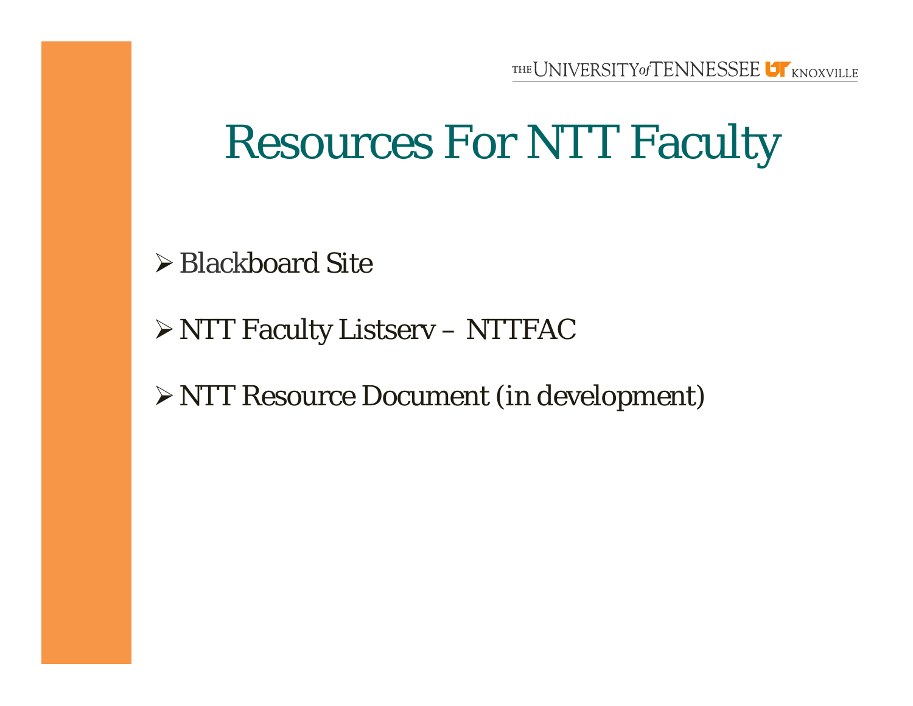# Resources For NTT Faculty

- Blackboard Site
- NTT Faculty Listserv – NTTFAC
- NTT Resource Document (in development)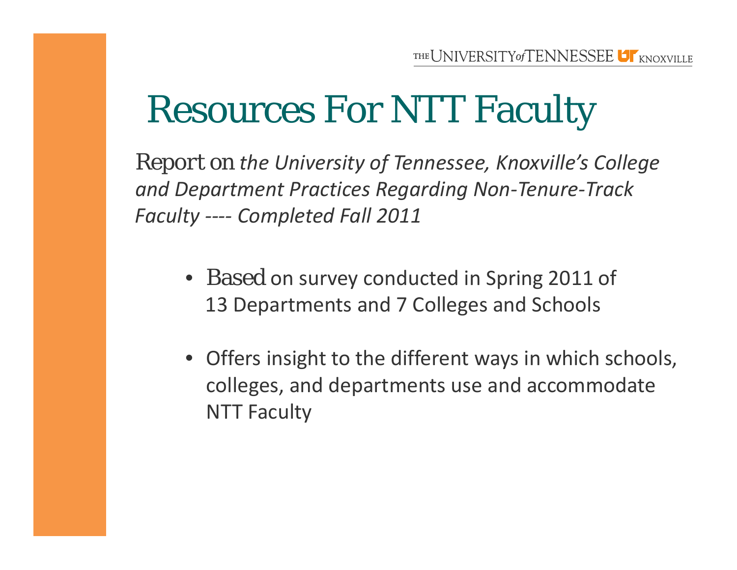# Resources For NTT Faculty

Report on *the University of Tennessee, Knoxville's College and Department Practices Regarding Non-Tenure-Track Faculty ---- Completed Fall 2011*

- Based on survey conducted in Spring 2011 of 13 Departments and 7 Colleges and Schools
- Offers insight to the different ways in which schools, colleges, and departments use and accommodate NTT Faculty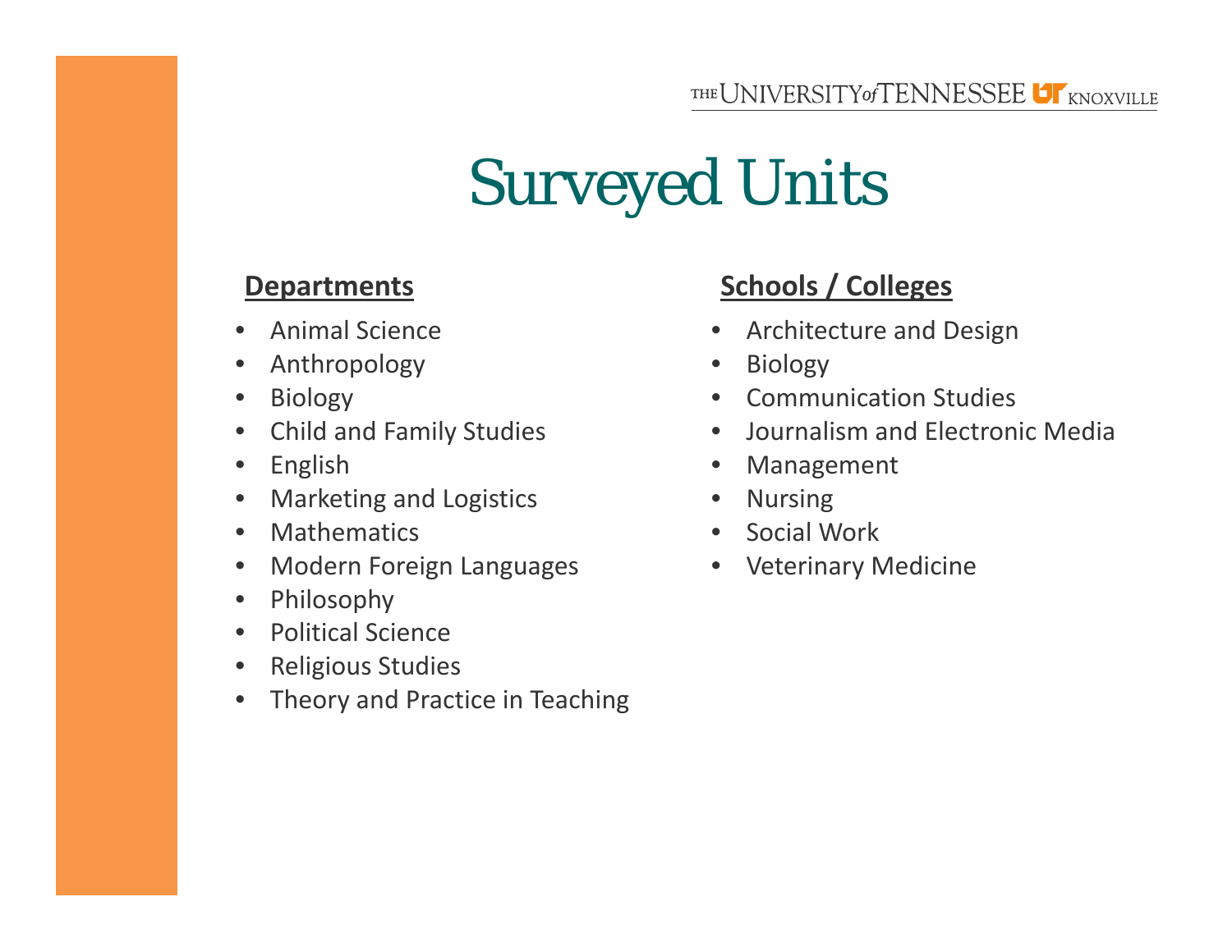# Surveyed Units

**Departments**

- Animal Science
- Anthropology
- Biology
- Child and Family Studies
- English
- Marketing and Logistics
- Mathematics
- Modern Foreign Languages
- Philosophy
- Political Science
- Religious Studies
- Theory and Practice in Teaching

**Schools / Colleges**

- Architecture and Design
- Biology
- Communication Studies
- Journalism and Electronic Media
- Management
- Nursing
- Social Work
- Veterinary Medicine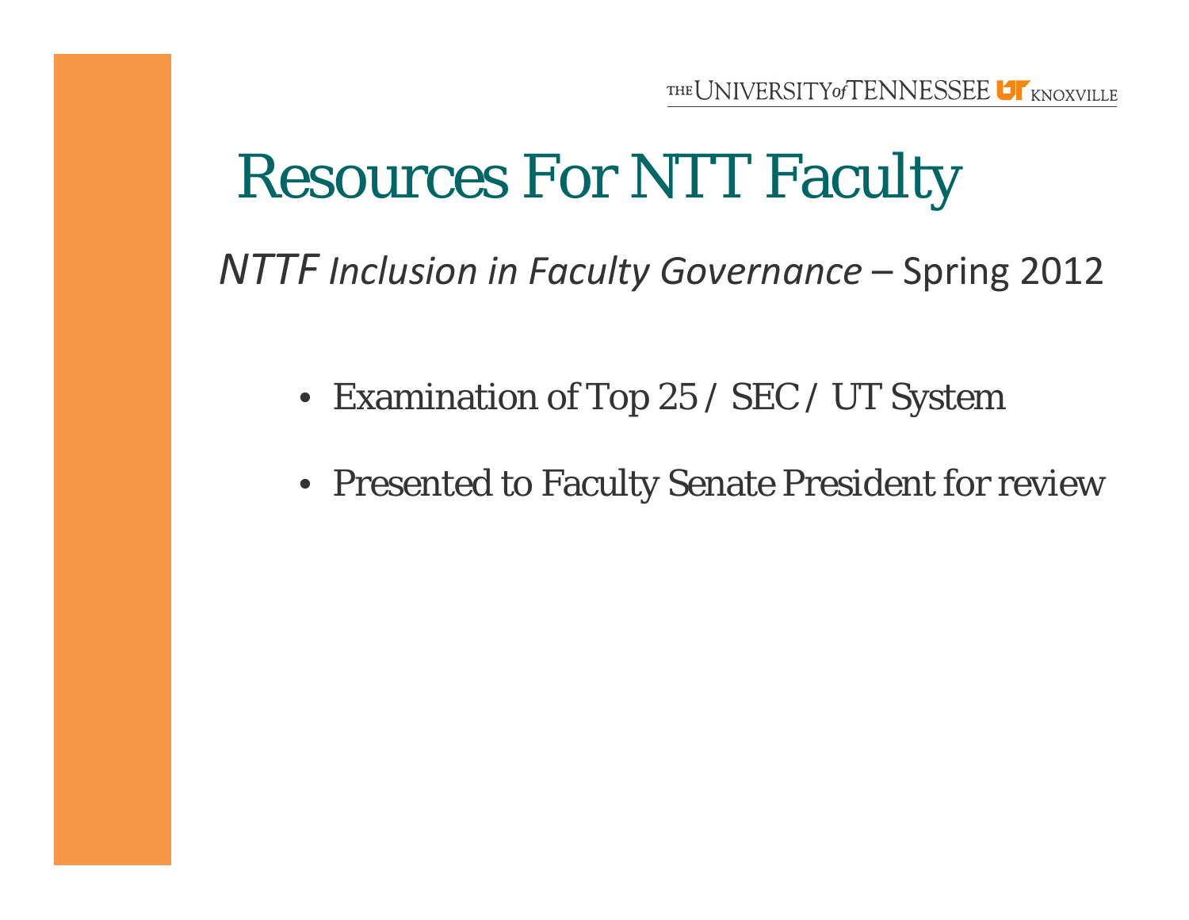# Resources For NTT Faculty

*NTTF Inclusion in Faculty Governance* – Spring 2012

- Examination of Top 25 / SEC / UT System
- Presented to Faculty Senate President for review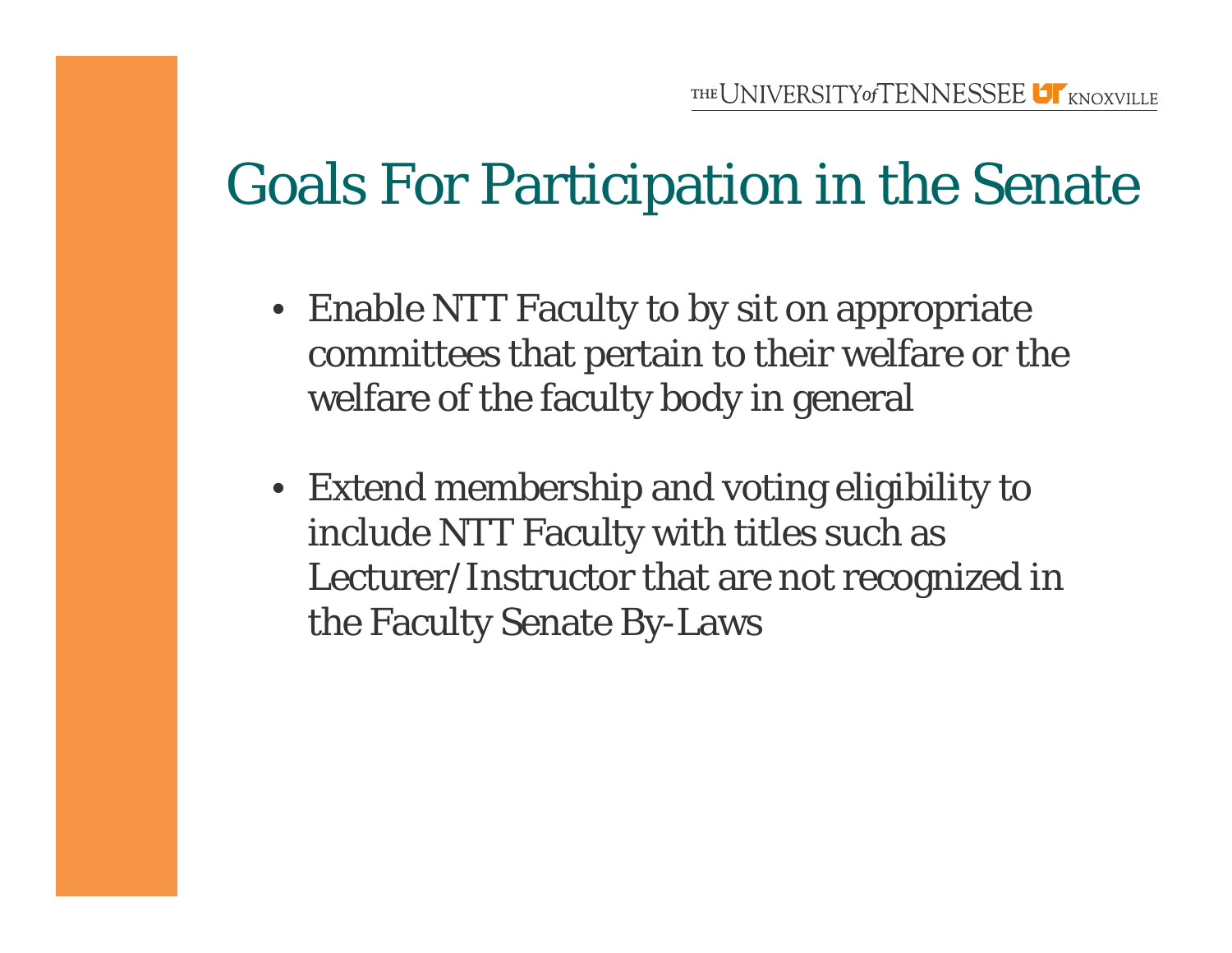# Goals For Participation in the Senate

- Enable NTT Faculty to by sit on appropriate committees that pertain to their welfare or the welfare of the faculty body in general
- Extend membership and voting eligibility to include NTT Faculty with titles such as Lecturer/Instructor that are not recognized in the Faculty Senate By-Laws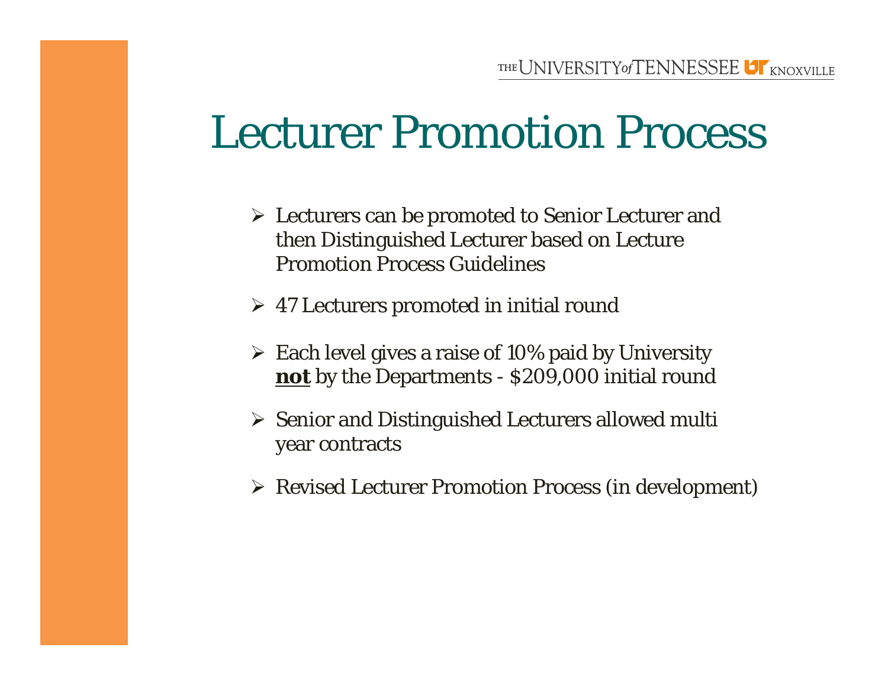# Lecturer Promotion Process

- Lecturers can be promoted to Senior Lecturer and then Distinguished Lecturer based on Lecture Promotion Process Guidelines
- 47 Lecturers promoted in initial round
- Each level gives a raise of 10% paid by University **not** by the Departments - $209,000 initial round
- Senior and Distinguished Lecturers allowed multi year contracts
- Revised Lecturer Promotion Process (in development)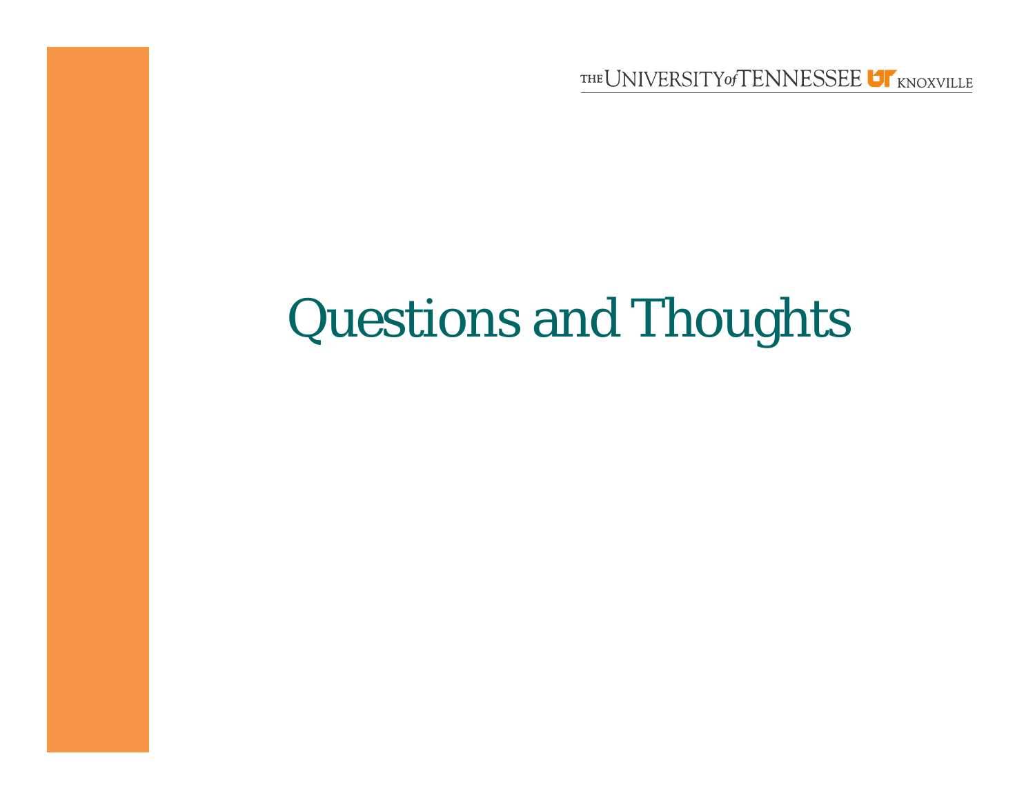# Questions and Thoughts